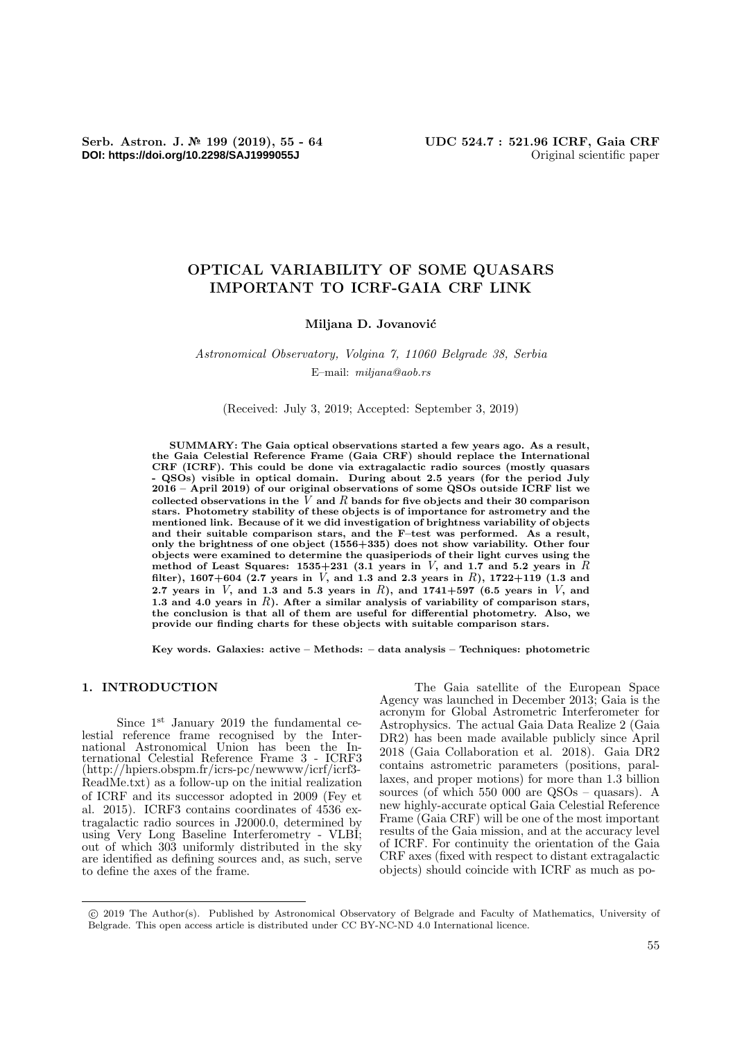# OPTICAL VARIABILITY OF SOME QUASARS IMPORTANT TO ICRF-GAIA CRF LINK

**Miljana D. Jovanović**

*Astronomical Observatory, Volgina 7, 11060 Belgrade 38, Serbia*

E–mail: *miljana@aob.rs*

(Received: July 3, 2019; Accepted: September 3, 2019)

**SUMMARY: The Gaia optical observations started a few years ago. As a result, the Gaia Celestial Reference Frame (Gaia CRF) should replace the International CRF (ICRF). This could be done via extragalactic radio sources (mostly quasars - QSOs) visible in optical domain. During about 2.5 years (for the period July 2016 – April 2019) of our original observations of some QSOs outside ICRF list we collected observations in the $V$ and $R$ bands for five objects and their 30 comparison stars. Photometry stability of these objects is of importance for astrometry and the mentioned link. Because of it we did investigation of brightness variability of objects and their suitable comparison stars, and the F–test was performed. As a result, only the brightness of one object (1556+335) does not show variability. Other four objects were examined to determine the quasiperiods of their light curves using the method of Least Squares: 1535+231 (3.1 years in $V$, and 1.7 and 5.2 years in $R$ filter), 1607+604 (2.7 years in $V$, and 1.3 and 2.3 years in $R$), 1722+119 (1.3 and 2.7 years in $V$, and 1.3 and 5.3 years in $R$), and 1741+597 (6.5 years in $V$, and 1.3 and 4.0 years in $R$). After a similar analysis of variability of comparison stars, the conclusion is that all of them are useful for differential photometry. Also, we provide our finding charts for these objects with suitable comparison stars.**

**Key words. Galaxies: active – Methods: – data analysis – Techniques: photometric**

## 1. INTRODUCTION

Since 1st January 2019 the fundamental celestial reference frame recognised by the International Astronomical Union has been the International Celestial Reference Frame 3 - ICRF3 (http://hpiers.obspm.fr/icrs-pc/newwww/icrf/icrf3-ReadMe.txt) as a follow-up on the initial realization of ICRF and its successor adopted in 2009 (Fey et al. 2015). ICRF3 contains coordinates of 4536 extragalactic radio sources in J2000.0, determined by using Very Long Baseline Interferometry - VLBI; out of which 303 uniformly distributed in the sky are identified as defining sources and, as such, serve to define the axes of the frame.

The Gaia satellite of the European Space Agency was launched in December 2013; Gaia is the acronym for Global Astrometric Interferometer for Astrophysics. The actual Gaia Data Realize 2 (Gaia DR2) has been made available publicly since April 2018 (Gaia Collaboration et al. 2018). Gaia DR2 contains astrometric parameters (positions, parallaxes, and proper motions) for more than 1.3 billion sources (of which 550 000 are QSOs – quasars). A new highly-accurate optical Gaia Celestial Reference Frame (Gaia CRF) will be one of the most important results of the Gaia mission, and at the accuracy level of ICRF. For continuity the orientation of the Gaia CRF axes (fixed with respect to distant extragalactic objects) should coincide with ICRF as much as po-

© 2019 The Author(s). Published by Astronomical Observatory of Belgrade and Faculty of Mathematics, University of Belgrade. This open access article is distributed under CC BY-NC-ND 4.0 International licence.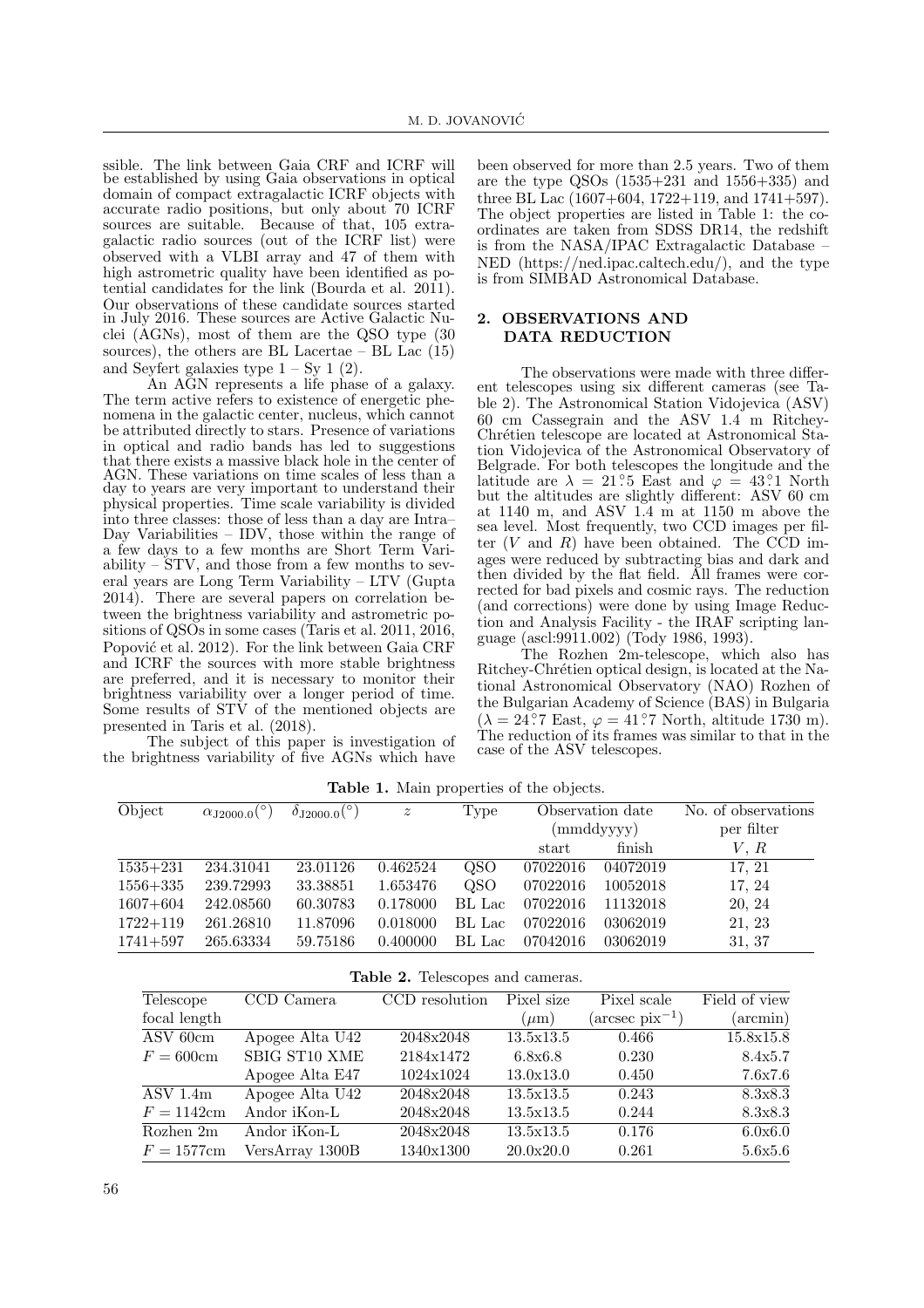ssible. The link between Gaia CRF and ICRF will be established by using Gaia observations in optical domain of compact extragalactic ICRF objects with accurate radio positions, but only about 70 ICRF sources are suitable. Because of that, 105 extragalactic radio sources (out of the ICRF list) were observed with a VLBI array and 47 of them with high astrometric quality have been identified as potential candidates for the link (Bourda et al. 2011). Our observations of these candidate sources started in July 2016. These sources are Active Galactic Nuclei (AGNs), most of them are the QSO type (30 sources), the others are BL Lacertae – BL Lac (15) and Seyfert galaxies type 1 – Sy 1 (2).

An AGN represents a life phase of a galaxy. The term active refers to existence of energetic phenomena in the galactic center, nucleus, which cannot be attributed directly to stars. Presence of variations in optical and radio bands has led to suggestions that there exists a massive black hole in the center of AGN. These variations on time scales of less than a day to years are very important to understand their physical properties. Time scale variability is divided into three classes: those of less than a day are Intra–Day Variabilities – IDV, those within the range of a few days to a few months are Short Term Variability – STV, and those from a few months to several years are Long Term Variability – LTV (Gupta 2014). There are several papers on correlation between the brightness variability and astrometric positions of QSOs in some cases (Taris et al. 2011, 2016, Popović et al. 2012). For the link between Gaia CRF and ICRF the sources with more stable brightness are preferred, and it is necessary to monitor their brightness variability over a longer period of time. Some results of STV of the mentioned objects are presented in Taris et al. (2018).

The subject of this paper is investigation of the brightness variability of five AGNs which have been observed for more than 2.5 years. Two of them are the type QSOs (1535+231 and 1556+335) and three BL Lac (1607+604, 1722+119, and 1741+597). The object properties are listed in Table 1: the coordinates are taken from SDSS DR14, the redshift is from the NASA/IPAC Extragalactic Database – NED (https://ned.ipac.caltech.edu/), and the type is from SIMBAD Astronomical Database.

## 2. OBSERVATIONS AND DATA REDUCTION

The observations were made with three different telescopes using six different cameras (see Table 2). The Astronomical Station Vidojevica (ASV) 60 cm Cassegrain and the ASV 1.4 m Ritchey-Chrétien telescope are located at Astronomical Station Vidojevica of the Astronomical Observatory of Belgrade. For both telescopes the longitude and the latitude are $\lambda = 21^\circ\!.5$ East and $\varphi = 43^\circ\!.1$ North but the altitudes are slightly different: ASV 60 cm at 1140 m, and ASV 1.4 m at 1150 m above the sea level. Most frequently, two CCD images per filter ($V$ and $R$) have been obtained. The CCD images were reduced by subtracting bias and dark and then divided by the flat field. All frames were corrected for bad pixels and cosmic rays. The reduction (and corrections) were done by using Image Reduction and Analysis Facility - the IRAF scripting language (ascl:9911.002) (Tody 1986, 1993).

The Rozhen 2m-telescope, which also has Ritchey-Chrétien optical design, is located at the National Astronomical Observatory (NAO) Rozhen of the Bulgarian Academy of Science (BAS) in Bulgaria ($\lambda = 24^\circ\!.7$ East, $\varphi = 41^\circ\!.7$ North, altitude 1730 m). The reduction of its frames was similar to that in the case of the ASV telescopes.

**Table 1.** Main properties of the objects.

| Object | $\alpha_{\mathrm{J2000.0}}(^\circ)$ | $\delta_{\mathrm{J2000.0}}(^\circ)$ | $z$ | Type | Observation date (mmddyyyy) | | No. of observations per filter |
|---|---|---|---|---|---|---|---|
| | | | | | start | finish | $V$, $R$ |
| 1535+231 | 234.31041 | 23.01126 | 0.462524 | QSO | 07022016 | 04072019 | 17, 21 |
| 1556+335 | 239.72993 | 33.38851 | 1.653476 | QSO | 07022016 | 10052018 | 17, 24 |
| 1607+604 | 242.08560 | 60.30783 | 0.178000 | BL Lac | 07022016 | 11132018 | 20, 24 |
| 1722+119 | 261.26810 | 11.87096 | 0.018000 | BL Lac | 07022016 | 03062019 | 21, 23 |
| 1741+597 | 265.63334 | 59.75186 | 0.400000 | BL Lac | 07042016 | 03062019 | 31, 37 |

**Table 2.** Telescopes and cameras.

| Telescope focal length | CCD Camera | CCD resolution | Pixel size ($\mu$m) | Pixel scale (arcsec pix$^{-1}$) | Field of view (arcmin) |
|---|---|---|---|---|---|
| ASV 60cm | Apogee Alta U42 | 2048x2048 | 13.5x13.5 | 0.466 | 15.8x15.8 |
| $F = 600$cm | SBIG ST10 XME | 2184x1472 | 6.8x6.8 | 0.230 | 8.4x5.7 |
| | Apogee Alta E47 | 1024x1024 | 13.0x13.0 | 0.450 | 7.6x7.6 |
| ASV 1.4m | Apogee Alta U42 | 2048x2048 | 13.5x13.5 | 0.243 | 8.3x8.3 |
| $F = 1142$cm | Andor iKon-L | 2048x2048 | 13.5x13.5 | 0.244 | 8.3x8.3 |
| Rozhen 2m | Andor iKon-L | 2048x2048 | 13.5x13.5 | 0.176 | 6.0x6.0 |
| $F = 1577$cm | VersArray 1300B | 1340x1300 | 20.0x20.0 | 0.261 | 5.6x5.6 |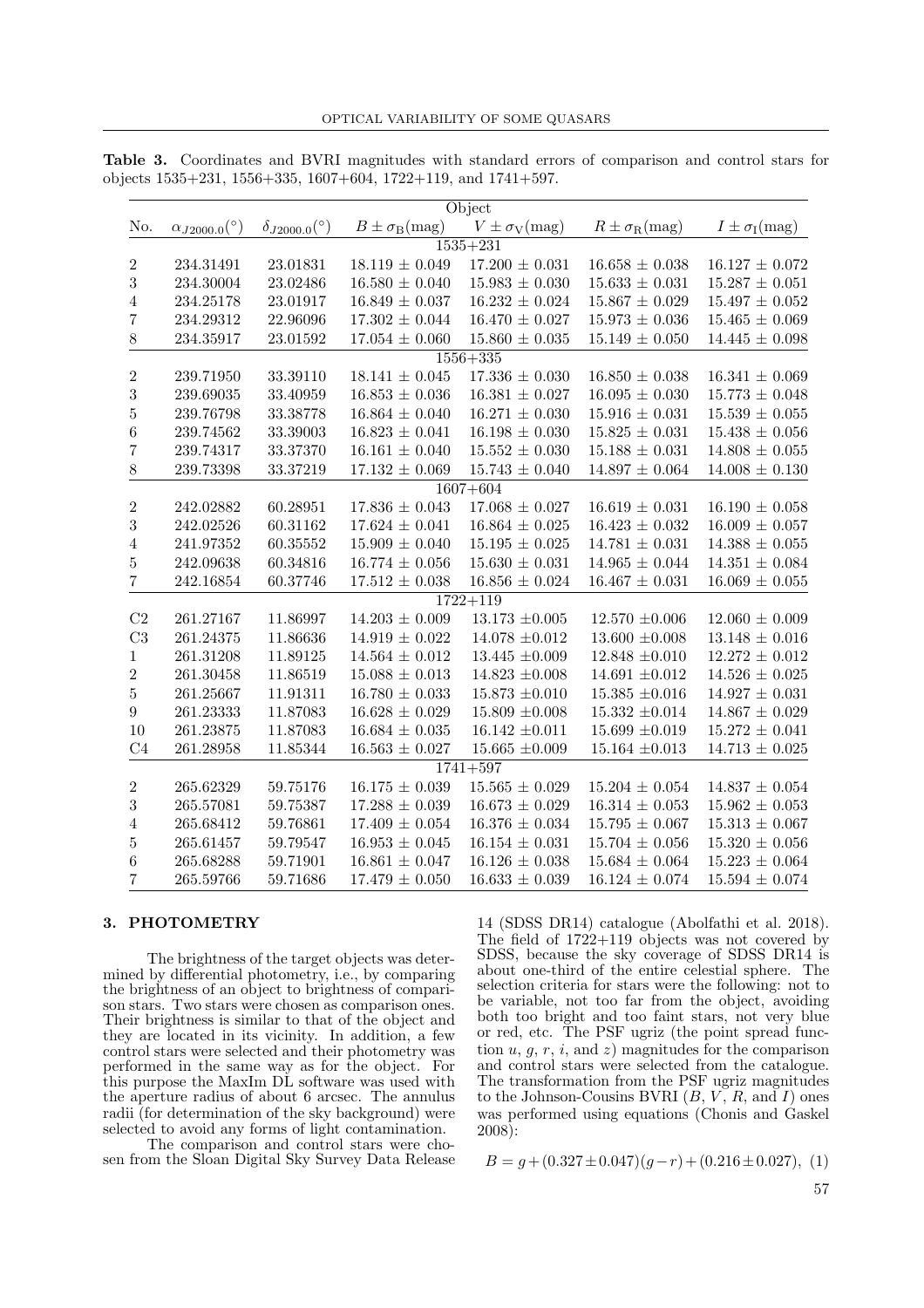**Table 3.** Coordinates and BVRI magnitudes with standard errors of comparison and control stars for objects 1535+231, 1556+335, 1607+604, 1722+119, and 1741+597.

| | | | Object | | | |
|---|---|---|---|---|---|---|
| No. | $\alpha_{J2000.0}(^{\circ})$ | $\delta_{J2000.0}(^{\circ})$ | $B \pm \sigma_{\rm B}$(mag) | $V \pm \sigma_{\rm V}$(mag) | $R \pm \sigma_{\rm R}$(mag) | $I \pm \sigma_{\rm I}$(mag) |
| | | | 1535+231 | | | |
| 2 | 234.31491 | 23.01831 | 18.119 ± 0.049 | 17.200 ± 0.031 | 16.658 ± 0.038 | 16.127 ± 0.072 |
| 3 | 234.30004 | 23.02486 | 16.580 ± 0.040 | 15.983 ± 0.030 | 15.633 ± 0.031 | 15.287 ± 0.051 |
| 4 | 234.25178 | 23.01917 | 16.849 ± 0.037 | 16.232 ± 0.024 | 15.867 ± 0.029 | 15.497 ± 0.052 |
| 7 | 234.29312 | 22.96096 | 17.302 ± 0.044 | 16.470 ± 0.027 | 15.973 ± 0.036 | 15.465 ± 0.069 |
| 8 | 234.35917 | 23.01592 | 17.054 ± 0.060 | 15.860 ± 0.035 | 15.149 ± 0.050 | 14.445 ± 0.098 |
| | | | 1556+335 | | | |
| 2 | 239.71950 | 33.39110 | 18.141 ± 0.045 | 17.336 ± 0.030 | 16.850 ± 0.038 | 16.341 ± 0.069 |
| 3 | 239.69035 | 33.40959 | 16.853 ± 0.036 | 16.381 ± 0.027 | 16.095 ± 0.030 | 15.773 ± 0.048 |
| 5 | 239.76798 | 33.38778 | 16.864 ± 0.040 | 16.271 ± 0.030 | 15.916 ± 0.031 | 15.539 ± 0.055 |
| 6 | 239.74562 | 33.39003 | 16.823 ± 0.041 | 16.198 ± 0.030 | 15.825 ± 0.031 | 15.438 ± 0.056 |
| 7 | 239.74317 | 33.37370 | 16.161 ± 0.040 | 15.552 ± 0.030 | 15.188 ± 0.031 | 14.808 ± 0.055 |
| 8 | 239.73398 | 33.37219 | 17.132 ± 0.069 | 15.743 ± 0.040 | 14.897 ± 0.064 | 14.008 ± 0.130 |
| | | | 1607+604 | | | |
| 2 | 242.02882 | 60.28951 | 17.836 ± 0.043 | 17.068 ± 0.027 | 16.619 ± 0.031 | 16.190 ± 0.058 |
| 3 | 242.02526 | 60.31162 | 17.624 ± 0.041 | 16.864 ± 0.025 | 16.423 ± 0.032 | 16.009 ± 0.057 |
| 4 | 241.97352 | 60.35552 | 15.909 ± 0.040 | 15.195 ± 0.025 | 14.781 ± 0.031 | 14.388 ± 0.055 |
| 5 | 242.09638 | 60.34816 | 16.774 ± 0.056 | 15.630 ± 0.031 | 14.965 ± 0.044 | 14.351 ± 0.084 |
| 7 | 242.16854 | 60.37746 | 17.512 ± 0.038 | 16.856 ± 0.024 | 16.467 ± 0.031 | 16.069 ± 0.055 |
| | | | 1722+119 | | | |
| C2 | 261.27167 | 11.86997 | 14.203 ± 0.009 | 13.173 ±0.005 | 12.570 ±0.006 | 12.060 ± 0.009 |
| C3 | 261.24375 | 11.86636 | 14.919 ± 0.022 | 14.078 ±0.012 | 13.600 ±0.008 | 13.148 ± 0.016 |
| 1 | 261.31208 | 11.89125 | 14.564 ± 0.012 | 13.445 ±0.009 | 12.848 ±0.010 | 12.272 ± 0.012 |
| 2 | 261.30458 | 11.86519 | 15.088 ± 0.013 | 14.823 ±0.008 | 14.691 ±0.012 | 14.526 ± 0.025 |
| 5 | 261.25667 | 11.91311 | 16.780 ± 0.033 | 15.873 ±0.010 | 15.385 ±0.016 | 14.927 ± 0.031 |
| 9 | 261.23333 | 11.87083 | 16.628 ± 0.029 | 15.809 ±0.008 | 15.332 ±0.014 | 14.867 ± 0.029 |
| 10 | 261.23875 | 11.87083 | 16.684 ± 0.035 | 16.142 ±0.011 | 15.699 ±0.019 | 15.272 ± 0.041 |
| C4 | 261.28958 | 11.85344 | 16.563 ± 0.027 | 15.665 ±0.009 | 15.164 ±0.013 | 14.713 ± 0.025 |
| | | | 1741+597 | | | |
| 2 | 265.62329 | 59.75176 | 16.175 ± 0.039 | 15.565 ± 0.029 | 15.204 ± 0.054 | 14.837 ± 0.054 |
| 3 | 265.57081 | 59.75387 | 17.288 ± 0.039 | 16.673 ± 0.029 | 16.314 ± 0.053 | 15.962 ± 0.053 |
| 4 | 265.68412 | 59.76861 | 17.409 ± 0.054 | 16.376 ± 0.034 | 15.795 ± 0.067 | 15.313 ± 0.067 |
| 5 | 265.61457 | 59.79547 | 16.953 ± 0.045 | 16.154 ± 0.031 | 15.704 ± 0.056 | 15.320 ± 0.056 |
| 6 | 265.68288 | 59.71901 | 16.861 ± 0.047 | 16.126 ± 0.038 | 15.684 ± 0.064 | 15.223 ± 0.064 |
| 7 | 265.59766 | 59.71686 | 17.479 ± 0.050 | 16.633 ± 0.039 | 16.124 ± 0.074 | 15.594 ± 0.074 |

## 3. PHOTOMETRY

The brightness of the target objects was determined by differential photometry, i.e., by comparing the brightness of an object to brightness of comparison stars. Two stars were chosen as comparison ones. Their brightness is similar to that of the object and they are located in its vicinity. In addition, a few control stars were selected and their photometry was performed in the same way as for the object. For this purpose the MaxIm DL software was used with the aperture radius of about 6 arcsec. The annulus radii (for determination of the sky background) were selected to avoid any forms of light contamination.

The comparison and control stars were chosen from the Sloan Digital Sky Survey Data Release 14 (SDSS DR14) catalogue (Abolfathi et al. 2018). The field of 1722+119 objects was not covered by SDSS, because the sky coverage of SDSS DR14 is about one-third of the entire celestial sphere. The selection criteria for stars were the following: not to be variable, not too far from the object, avoiding both too bright and too faint stars, not very blue or red, etc. The PSF ugriz (the point spread function $u$, $g$, $r$, $i$, and $z$) magnitudes for the comparison and control stars were selected from the catalogue. The transformation from the PSF ugriz magnitudes to the Johnson-Cousins BVRI ($B$, $V$, $R$, and $I$) ones was performed using equations (Chonis and Gaskel 2008):

$$B = g + (0.327 \pm 0.047)(g - r) + (0.216 \pm 0.027), \quad (1)$$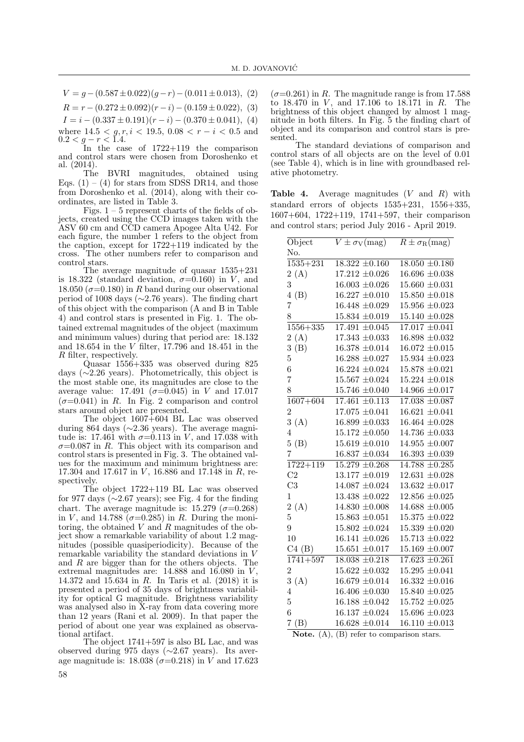$$V = g - (0.587 \pm 0.022)(g - r) - (0.011 \pm 0.013), \quad (2)$$

$$R = r - (0.272 \pm 0.092)(r - i) - (0.159 \pm 0.022), \quad (3)$$

$$I = i - (0.337 \pm 0.191)(r - i) - (0.370 \pm 0.041), \quad (4)$$

where $14.5 < g, r, i < 19.5$, $0.08 < r - i < 0.5$ and $0.2 < g - r < 1.4$.

In the case of 1722+119 the comparison and control stars were chosen from Doroshenko et al. (2014).

The BVRI magnitudes, obtained using Eqs. (1) – (4) for stars from SDSS DR14, and those from Doroshenko et al. (2014), along with their coordinates, are listed in Table 3.

Figs. 1 – 5 represent charts of the fields of objects, created using the CCD images taken with the ASV 60 cm and CCD camera Apogee Alta U42. For each figure, the number 1 refers to the object from the caption, except for 1722+119 indicated by the cross. The other numbers refer to comparison and control stars.

The average magnitude of quasar 1535+231 is 18.322 (standard deviation, $\sigma$=0.160) in $V$, and 18.050 ($\sigma$=0.180) in $R$ band during our observational period of 1008 days (∼2.76 years). The finding chart of this object with the comparison (A and B in Table 4) and control stars is presented in Fig. 1. The obtained extremal magnitudes of the object (maximum and minimum values) during that period are: 18.132 and 18.654 in the $V$ filter, 17.796 and 18.451 in the $R$ filter, respectively.

Quasar 1556+335 was observed during 825 days (∼2.26 years). Photometrically, this object is the most stable one, its magnitudes are close to the average value: 17.491 ($\sigma$=0.045) in $V$ and 17.017 ($\sigma$=0.041) in $R$. In Fig. 2 comparison and control stars around object are presented.

The object 1607+604 BL Lac was observed during 864 days (∼2.36 years). The average magnitude is: 17.461 with $\sigma$=0.113 in $V$, and 17.038 with $\sigma$=0.087 in $R$. This object with its comparison and control stars is presented in Fig. 3. The obtained values for the maximum and minimum brightness are: 17.304 and 17.617 in $V$, 16.886 and 17.148 in $R$, respectively.

The object 1722+119 BL Lac was observed for 977 days (∼2.67 years); see Fig. 4 for the finding chart. The average magnitude is: 15.279 ($\sigma$=0.268) in $V$, and 14.788 ($\sigma$=0.285) in $R$. During the monitoring, the obtained $V$ and $R$ magnitudes of the object show a remarkable variability of about 1.2 magnitudes (possible quasiperiodicity). Because of the remarkable variability the standard deviations in $V$ and $R$ are bigger than for the others objects. The extremal magnitudes are: 14.888 and 16.080 in $V$, 14.372 and 15.634 in $R$. In Taris et al. (2018) it is presented a period of 35 days of brightness variability for optical G magnitude. Brightness variability was analysed also in X-ray from data covering more than 12 years (Rani et al. 2009). In that paper the period of about one year was explained as observational artifact.

The object 1741+597 is also BL Lac, and was observed during 975 days (∼2.67 years). Its average magnitude is: 18.038 ($\sigma$=0.218) in $V$ and 17.623 ($\sigma$=0.261) in $R$. The magnitude range is from 17.588 to 18.470 in $V$, and 17.106 to 18.171 in $R$. The brightness of this object changed by almost 1 magnitude in both filters. In Fig. 5 the finding chart of object and its comparison and control stars is presented.

The standard deviations of comparison and control stars of all objects are on the level of 0.01 (see Table 4), which is in line with groundbased relative photometry.

**Table 4.** Average magnitudes ($V$ and $R$) with standard errors of objects 1535+231, 1556+335, 1607+604, 1722+119, 1741+597, their comparison and control stars; period July 2016 - April 2019.

| Object No. | $V \pm \sigma_V$(mag) | $R \pm \sigma_R$(mag) |
|---|---|---|
| 1535+231 | 18.322 ±0.160 | 18.050 ±0.180 |
| 2 (A) | 17.212 ±0.026 | 16.696 ±0.038 |
| 3 | 16.003 ±0.026 | 15.660 ±0.031 |
| 4 (B) | 16.227 ±0.010 | 15.850 ±0.018 |
| 7 | 16.448 ±0.029 | 15.956 ±0.023 |
| 8 | 15.834 ±0.019 | 15.140 ±0.028 |
| 1556+335 | 17.491 ±0.045 | 17.017 ±0.041 |
| 2 (A) | 17.343 ±0.033 | 16.898 ±0.032 |
| 3 (B) | 16.378 ±0.014 | 16.072 ±0.015 |
| 5 | 16.288 ±0.027 | 15.934 ±0.023 |
| 6 | 16.224 ±0.024 | 15.878 ±0.021 |
| 7 | 15.567 ±0.024 | 15.224 ±0.018 |
| 8 | 15.746 ±0.040 | 14.966 ±0.017 |
| 1607+604 | 17.461 ±0.113 | 17.038 ±0.087 |
| 2 | 17.075 ±0.041 | 16.621 ±0.041 |
| 3 (A) | 16.899 ±0.033 | 16.464 ±0.028 |
| 4 | 15.172 ±0.050 | 14.736 ±0.033 |
| 5 (B) | 15.619 ±0.010 | 14.955 ±0.007 |
| 7 | 16.837 ±0.034 | 16.393 ±0.039 |
| 1722+119 | 15.279 ±0.268 | 14.788 ±0.285 |
| C2 | 13.177 ±0.019 | 12.631 ±0.028 |
| C3 | 14.087 ±0.024 | 13.632 ±0.017 |
| 1 | 13.438 ±0.022 | 12.856 ±0.025 |
| 2 (A) | 14.830 ±0.008 | 14.688 ±0.005 |
| 5 | 15.863 ±0.051 | 15.375 ±0.022 |
| 9 | 15.802 ±0.024 | 15.339 ±0.020 |
| 10 | 16.141 ±0.026 | 15.713 ±0.022 |
| C4 (B) | 15.651 ±0.017 | 15.169 ±0.007 |
| 1741+597 | 18.038 ±0.218 | 17.623 ±0.261 |
| 2 | 15.622 ±0.032 | 15.295 ±0.041 |
| 3 (A) | 16.679 ±0.014 | 16.332 ±0.016 |
| 4 | 16.406 ±0.030 | 15.840 ±0.025 |
| 5 | 16.188 ±0.042 | 15.752 ±0.025 |
| 6 | 16.137 ±0.024 | 15.696 ±0.023 |
| 7 (B) | 16.628 ±0.014 | 16.110 ±0.013 |

**Note.** (A), (B) refer to comparison stars.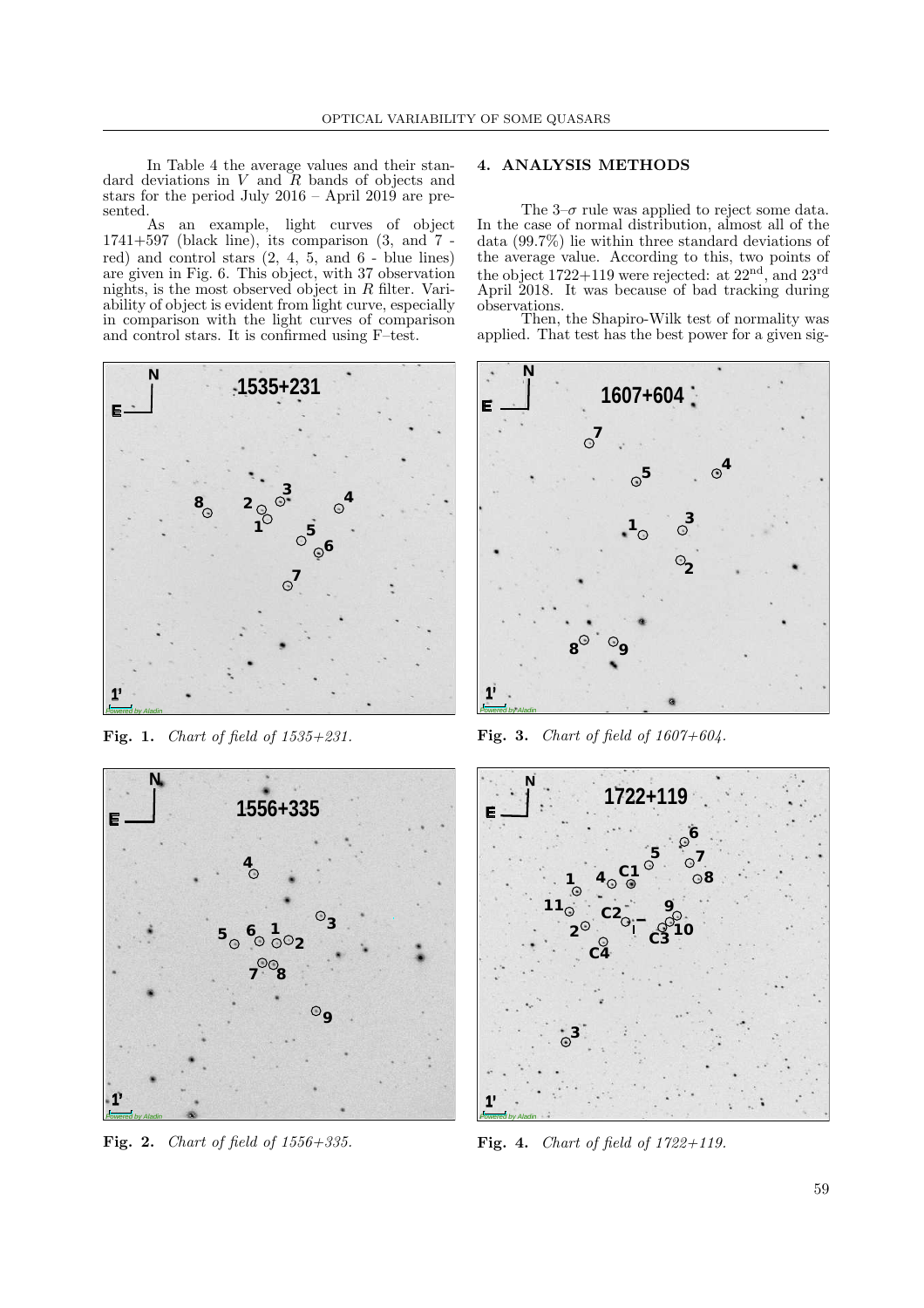In Table 4 the average values and their standard deviations in $V$ and $R$ bands of objects and stars for the period July 2016 – April 2019 are presented.

As an example, light curves of object 1741+597 (black line), its comparison (3, and 7 - red) and control stars (2, 4, 5, and 6 - blue lines) are given in Fig. 6. This object, with 37 observation nights, is the most observed object in $R$ filter. Variability of object is evident from light curve, especially in comparison with the light curves of comparison and control stars. It is confirmed using F–test.

**Fig. 1.** *Chart of field of 1535+231.*

**Fig. 2.** *Chart of field of 1556+335.*

## 4. ANALYSIS METHODS

The 3–$\sigma$ rule was applied to reject some data. In the case of normal distribution, almost all of the data (99.7%) lie within three standard deviations of the average value. According to this, two points of the object 1722+119 were rejected: at 22$^{\mathrm{nd}}$, and 23$^{\mathrm{rd}}$ April 2018. It was because of bad tracking during observations.

Then, the Shapiro-Wilk test of normality was applied. That test has the best power for a given sig-

**Fig. 3.** *Chart of field of 1607+604.*

**Fig. 4.** *Chart of field of 1722+119.*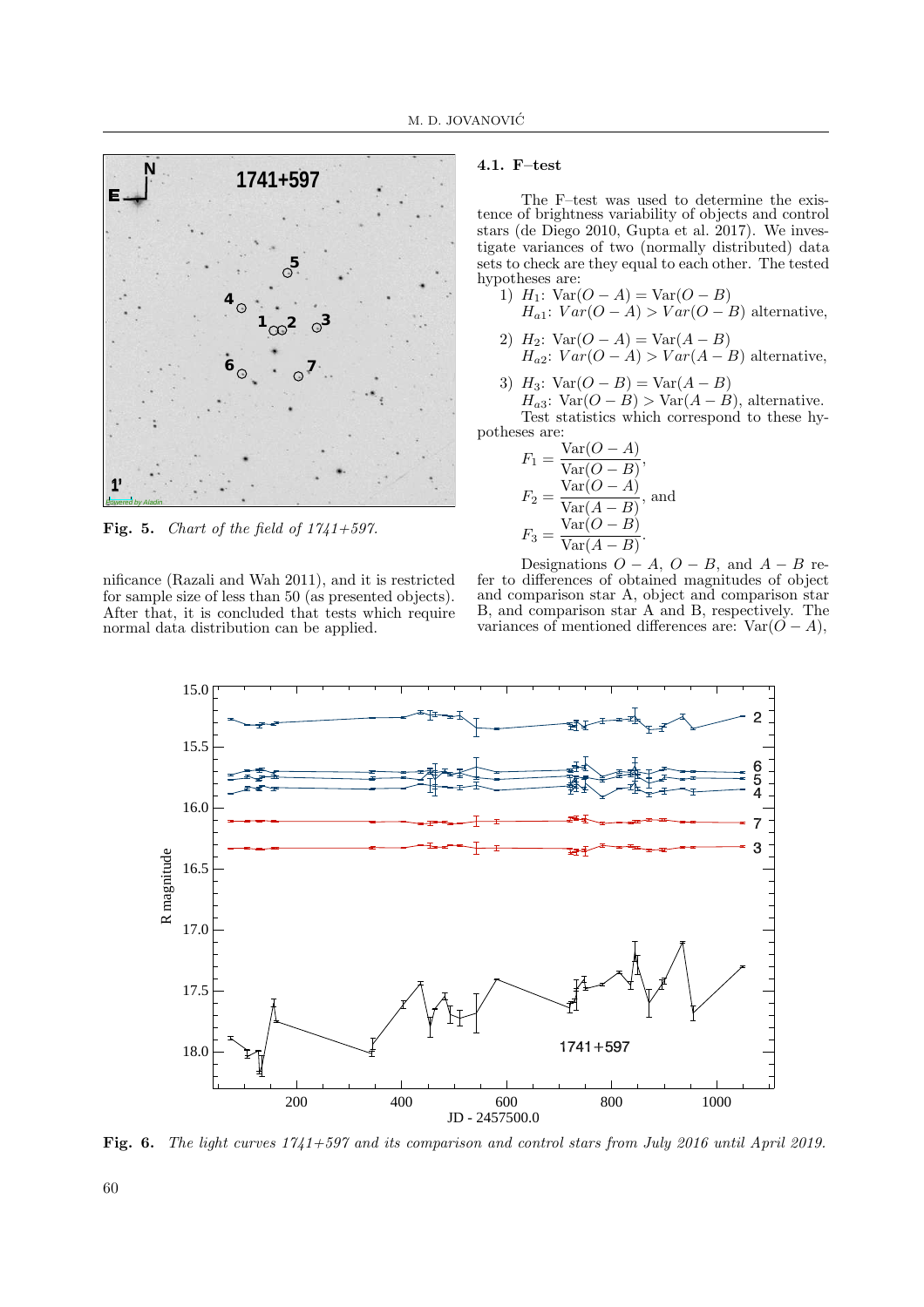Fig. 5. *Chart of the field of 1741+597.*

nificance (Razali and Wah 2011), and it is restricted for sample size of less than 50 (as presented objects). After that, it is concluded that tests which require normal data distribution can be applied.

### 4.1. F–test

The F–test was used to determine the existence of brightness variability of objects and control stars (de Diego 2010, Gupta et al. 2017). We investigate variances of two (normally distributed) data sets to check are they equal to each other. The tested hypotheses are:

1) $H_1$: $\mathrm{Var}(O-A) = \mathrm{Var}(O-B)$
   $H_{a1}$: $Var(O-A) > Var(O-B)$ alternative,

2) $H_2$: $\mathrm{Var}(O-A) = \mathrm{Var}(A-B)$
   $H_{a2}$: $Var(O-A) > Var(A-B)$ alternative,

3) $H_3$: $\mathrm{Var}(O-B) = \mathrm{Var}(A-B)$
   $H_{a3}$: $\mathrm{Var}(O-B) > \mathrm{Var}(A-B)$, alternative.

Test statistics which correspond to these hypotheses are:

$$F_1 = \frac{\mathrm{Var}(O-A)}{\mathrm{Var}(O-B)},$$

$$F_2 = \frac{\mathrm{Var}(O-A)}{\mathrm{Var}(A-B)}, \text{ and}$$

$$F_3 = \frac{\mathrm{Var}(O-B)}{\mathrm{Var}(A-B)}.$$

Designations $O-A$, $O-B$, and $A-B$ refer to differences of obtained magnitudes of object and comparison star A, object and comparison star B, and comparison star A and B, respectively. The variances of mentioned differences are: $\mathrm{Var}(O-A)$,

Fig. 6. *The light curves 1741+597 and its comparison and control stars from July 2016 until April 2019.*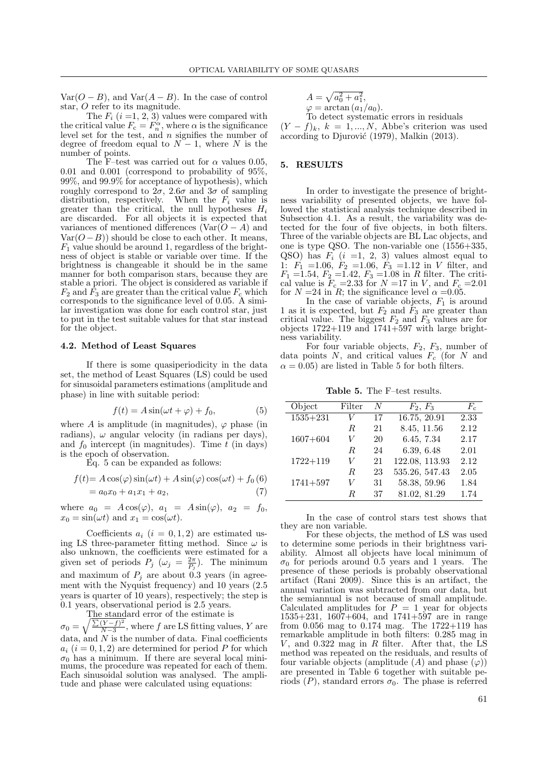$\mathrm{Var}(O-B)$, and $\mathrm{Var}(A-B)$. In the case of control star, $O$ refer to its magnitude.

The $F_i$ ($i$ =1, 2, 3) values were compared with the critical value $F_c = F_n^{\alpha}$, where $\alpha$ is the significance level set for the test, and $n$ signifies the number of degree of freedom equal to $N-1$, where $N$ is the number of points.

The F–test was carried out for $\alpha$ values 0.05, 0.01 and 0.001 (correspond to probability of 95%, 99%, and 99.9% for acceptance of hypothesis), which roughly correspond to $2\sigma$, $2.6\sigma$ and $3\sigma$ of sampling distribution, respectively. When the $F_i$ value is greater than the critical, the null hypotheses $H_i$ are discarded. For all objects it is expected that variances of mentioned differences ($\mathrm{Var}(O-A)$ and $\mathrm{Var}(O-B)$) should be close to each other. It means, $F_1$ value should be around 1, regardless of the brightness of object is stable or variable over time. If the brightness is changeable it should be in the same manner for both comparison stars, because they are stable a priori. The object is considered as variable if $F_2$ and $F_3$ are greater than the critical value $F_c$ which corresponds to the significance level of 0.05. A similar investigation was done for each control star, just to put in the test suitable values for that star instead for the object.

### 4.2. Method of Least Squares

If there is some quasiperiodicity in the data set, the method of Least Squares (LS) could be used for sinusoidal parameters estimations (amplitude and phase) in line with suitable period:

$$f(t) = A\sin(\omega t + \varphi) + f_0, \tag{5}$$

where $A$ is amplitude (in magnitudes), $\varphi$ phase (in radians), $\omega$ angular velocity (in radians per days), and $f_0$ intercept (in magnitudes). Time $t$ (in days) is the epoch of observation.

Eq. 5 can be expanded as follows:

$$f(t) = A\cos(\varphi)\sin(\omega t) + A\sin(\varphi)\cos(\omega t) + f_0 \tag{6}$$

$$= a_0x_0 + a_1x_1 + a_2, \tag{7}$$

where $a_0 = A\cos(\varphi)$, $a_1 = A\sin(\varphi)$, $a_2 = f_0$, $x_0 = \sin(\omega t)$ and $x_1 = \cos(\omega t)$.

Coefficients $a_i$ $(i = 0, 1, 2)$ are estimated using LS three-parameter fitting method. Since $\omega$ is also unknown, the coefficients were estimated for a given set of periods $P_j$ ($\omega_j = \frac{2\pi}{P_j}$). The minimum and maximum of $P_j$ are about 0.3 years (in agreement with the Nyquist frequency) and 10 years (2.5 years is quarter of 10 years), respectively; the step is 0.1 years, observational period is 2.5 years.

The standard error of the estimate is $\sigma_0 = \sqrt{\frac{\sum(Y-f)^2}{N-3}}$, where $f$ are LS fitting values, $Y$ are data, and $N$ is the number of data. Final coefficients $a_i$ $(i = 0, 1, 2)$ are determined for period $P$ for which $\sigma_0$ has a minimum. If there are several local minimums, the procedure was repeated for each of them. Each sinusoidal solution was analysed. The amplitude and phase were calculated using equations:

$A = \sqrt{a_0^2 + a_1^2}$,

$\varphi = \arctan(a_1/a_0)$.

To detect systematic errors in residuals $(Y-f)_k$, $k = 1, ..., N$, Abbe's criterion was used according to Djurović (1979), Malkin (2013).

## 5. RESULTS

In order to investigate the presence of brightness variability of presented objects, we have followed the statistical analysis technique described in Subsection 4.1. As a result, the variability was detected for the four of five objects, in both filters. Three of the variable objects are BL Lac objects, and one is type QSO. The non-variable one (1556+335, QSO) has $F_i$ ($i$ =1, 2, 3) values almost equal to 1: $F_1$ =1.06, $F_2$ =1.06, $F_3$ =1.12 in $V$ filter, and $F_1$ =1.54, $F_2$ =1.42, $F_3$ =1.08 in $R$ filter. The critical value is $F_c$ =2.33 for $N$ =17 in $V$, and $F_c$ =2.01 for $N$ =24 in $R$; the significance level $\alpha$ =0.05.

In the case of variable objects, $F_1$ is around 1 as it is expected, but $F_2$ and $F_3$ are greater than critical value. The biggest $F_2$ and $F_3$ values are for objects 1722+119 and 1741+597 with large brightness variability.

For four variable objects, $F_2$, $F_3$, number of data points $N$, and critical values $F_c$ (for $N$ and $\alpha = 0.05$) are listed in Table 5 for both filters.

**Table 5.** The F–test results.

| Object | Filter | $N$ | $F_2$, $F_3$ | $F_c$ |
|---|---|---|---|---|
| 1535+231 | $V$ | 17 | 16.75, 20.91 | 2.33 |
| | $R$ | 21 | 8.45, 11.56 | 2.12 |
| 1607+604 | $V$ | 20 | 6.45, 7.34 | 2.17 |
| | $R$ | 24 | 6.39, 6.48 | 2.01 |
| 1722+119 | $V$ | 21 | 122.08, 113.93 | 2.12 |
| | $R$ | 23 | 535.26, 547.43 | 2.05 |
| 1741+597 | $V$ | 31 | 58.38, 59.96 | 1.84 |
| | $R$ | 37 | 81.02, 81.29 | 1.74 |

In the case of control stars test shows that they are non variable.

For these objects, the method of LS was used to determine some periods in their brightness variability. Almost all objects have local minimum of $\sigma_0$ for periods around 0.5 years and 1 years. The presence of these periods is probably observational artifact (Rani 2009). Since this is an artifact, the annual variation was subtracted from our data, but the semiannual is not because of small amplitude. Calculated amplitudes for $P$ = 1 year for objects 1535+231, 1607+604, and 1741+597 are in range from 0.056 mag to 0.174 mag. The 1722+119 has remarkable amplitude in both filters: 0.285 mag in $V$, and 0.322 mag in $R$ filter. After that, the LS method was repeated on the residuals, and results of four variable objects (amplitude ($A$) and phase ($\varphi$)) are presented in Table 6 together with suitable periods ($P$), standard errors $\sigma_0$. The phase is referred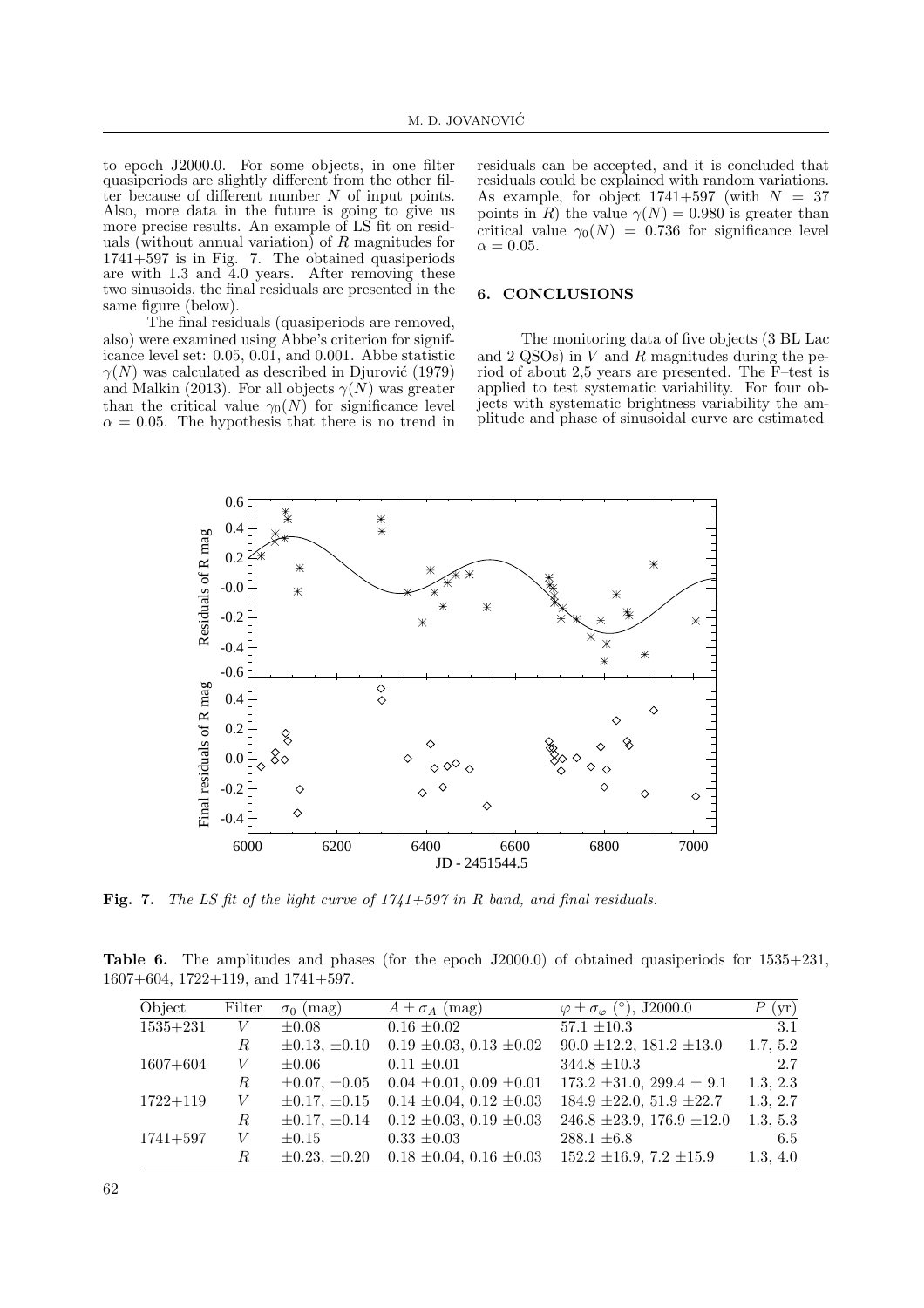to epoch J2000.0. For some objects, in one filter quasiperiods are slightly different from the other filter because of different number $N$ of input points. Also, more data in the future is going to give us more precise results. An example of LS fit on residuals (without annual variation) of $R$ magnitudes for 1741+597 is in Fig. 7. The obtained quasiperiods are with 1.3 and 4.0 years. After removing these two sinusoids, the final residuals are presented in the same figure (below).

The final residuals (quasiperiods are removed, also) were examined using Abbe's criterion for significance level set: 0.05, 0.01, and 0.001. Abbe statistic $\gamma(N)$ was calculated as described in Djurović (1979) and Malkin (2013). For all objects $\gamma(N)$ was greater than the critical value $\gamma_0(N)$ for significance level $\alpha = 0.05$. The hypothesis that there is no trend in residuals can be accepted, and it is concluded that residuals could be explained with random variations. As example, for object 1741+597 (with $N = 37$ points in $R$) the value $\gamma(N) = 0.980$ is greater than critical value $\gamma_0(N) = 0.736$ for significance level $\alpha = 0.05$.

## 6. CONCLUSIONS

The monitoring data of five objects (3 BL Lac and 2 QSOs) in $V$ and $R$ magnitudes during the period of about 2,5 years are presented. The F–test is applied to test systematic variability. For four objects with systematic brightness variability the amplitude and phase of sinusoidal curve are estimated

**Fig. 7.** *The LS fit of the light curve of 1741+597 in R band, and final residuals.*

**Table 6.** The amplitudes and phases (for the epoch J2000.0) of obtained quasiperiods for 1535+231, 1607+604, 1722+119, and 1741+597.

| Object | Filter | $\sigma_0$ (mag) | $A \pm \sigma_A$ (mag) | $\varphi \pm \sigma_\varphi$ (°), J2000.0 | $P$ (yr) |
|---|---|---|---|---|---|
| 1535+231 | $V$ | $\pm 0.08$ | $0.16 \pm 0.02$ | $57.1 \pm 10.3$ | 3.1 |
| | $R$ | $\pm 0.13$, $\pm 0.10$ | $0.19 \pm 0.03$, $0.13 \pm 0.02$ | $90.0 \pm 12.2$, $181.2 \pm 13.0$ | 1.7, 5.2 |
| 1607+604 | $V$ | $\pm 0.06$ | $0.11 \pm 0.01$ | $344.8 \pm 10.3$ | 2.7 |
| | $R$ | $\pm 0.07$, $\pm 0.05$ | $0.04 \pm 0.01$, $0.09 \pm 0.01$ | $173.2 \pm 31.0$, $299.4 \pm 9.1$ | 1.3, 2.3 |
| 1722+119 | $V$ | $\pm 0.17$, $\pm 0.15$ | $0.14 \pm 0.04$, $0.12 \pm 0.03$ | $184.9 \pm 22.0$, $51.9 \pm 22.7$ | 1.3, 2.7 |
| | $R$ | $\pm 0.17$, $\pm 0.14$ | $0.12 \pm 0.03$, $0.19 \pm 0.03$ | $246.8 \pm 23.9$, $176.9 \pm 12.0$ | 1.3, 5.3 |
| 1741+597 | $V$ | $\pm 0.15$ | $0.33 \pm 0.03$ | $288.1 \pm 6.8$ | 6.5 |
| | $R$ | $\pm 0.23$, $\pm 0.20$ | $0.18 \pm 0.04$, $0.16 \pm 0.03$ | $152.2 \pm 16.9$, $7.2 \pm 15.9$ | 1.3, 4.0 |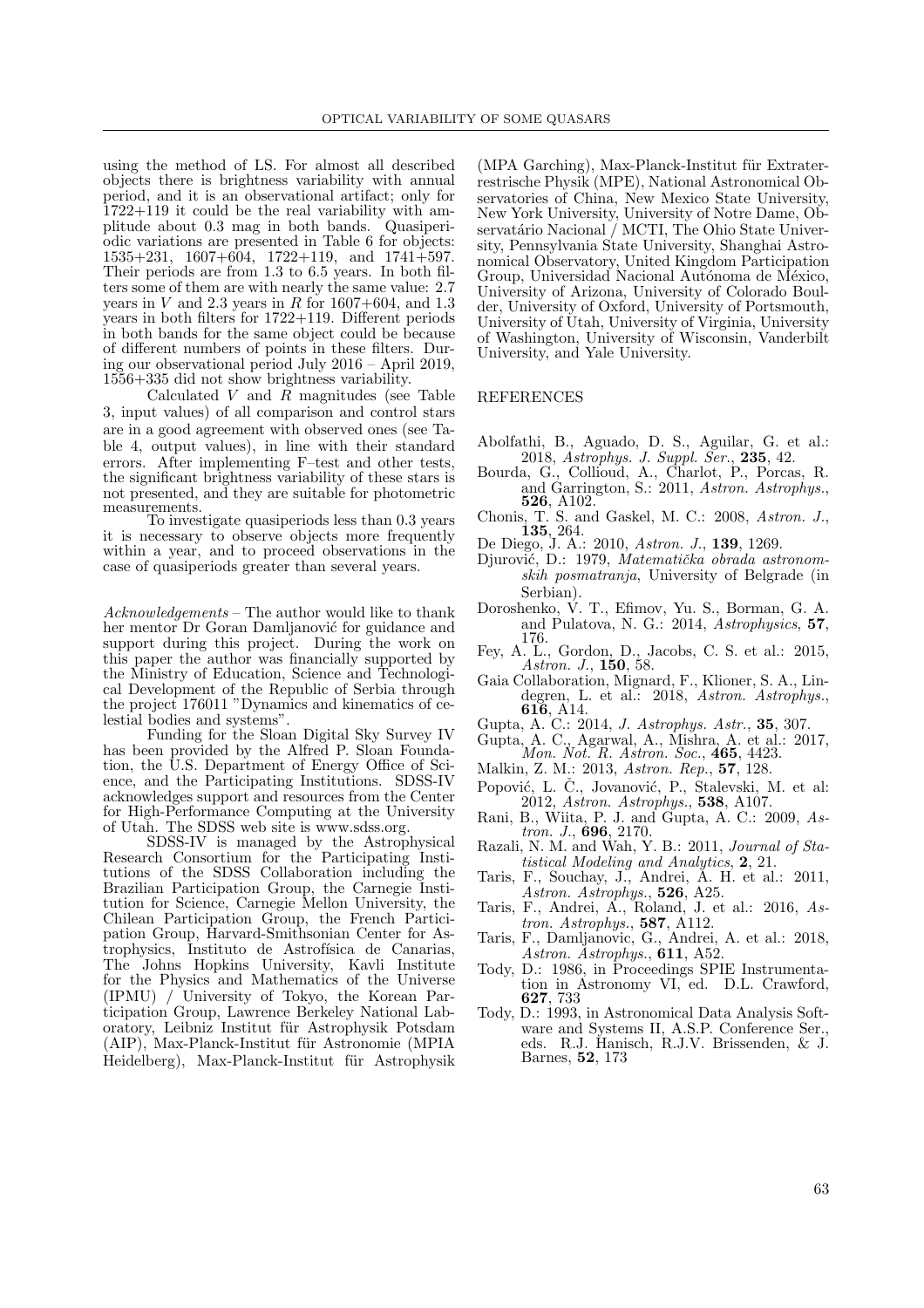using the method of LS. For almost all described objects there is brightness variability with annual period, and it is an observational artifact; only for 1722+119 it could be the real variability with amplitude about 0.3 mag in both bands. Quasiperiodic variations are presented in Table 6 for objects: 1535+231, 1607+604, 1722+119, and 1741+597. Their periods are from 1.3 to 6.5 years. In both filters some of them are with nearly the same value: 2.7 years in $V$ and 2.3 years in $R$ for 1607+604, and 1.3 years in both filters for 1722+119. Different periods in both bands for the same object could be because of different numbers of points in these filters. During our observational period July 2016 – April 2019, 1556+335 did not show brightness variability.

Calculated $V$ and $R$ magnitudes (see Table 3, input values) of all comparison and control stars are in a good agreement with observed ones (see Table 4, output values), in line with their standard errors. After implementing F–test and other tests, the significant brightness variability of these stars is not presented, and they are suitable for photometric measurements.

To investigate quasiperiods less than 0.3 years it is necessary to observe objects more frequently within a year, and to proceed observations in the case of quasiperiods greater than several years.

*Acknowledgements* – The author would like to thank her mentor Dr Goran Damljanović for guidance and support during this project. During the work on this paper the author was financially supported by the Ministry of Education, Science and Technological Development of the Republic of Serbia through the project 176011 "Dynamics and kinematics of celestial bodies and systems".

Funding for the Sloan Digital Sky Survey IV has been provided by the Alfred P. Sloan Foundation, the U.S. Department of Energy Office of Science, and the Participating Institutions. SDSS-IV acknowledges support and resources from the Center for High-Performance Computing at the University of Utah. The SDSS web site is www.sdss.org.

SDSS-IV is managed by the Astrophysical Research Consortium for the Participating Institutions of the SDSS Collaboration including the Brazilian Participation Group, the Carnegie Institution for Science, Carnegie Mellon University, the Chilean Participation Group, the French Participation Group, Harvard-Smithsonian Center for Astrophysics, Instituto de Astrofísica de Canarias, The Johns Hopkins University, Kavli Institute for the Physics and Mathematics of the Universe (IPMU) / University of Tokyo, the Korean Participation Group, Lawrence Berkeley National Laboratory, Leibniz Institut für Astrophysik Potsdam (AIP), Max-Planck-Institut für Astronomie (MPIA Heidelberg), Max-Planck-Institut für Astrophysik (MPA Garching), Max-Planck-Institut für Extraterrestrische Physik (MPE), National Astronomical Observatories of China, New Mexico State University, New York University, University of Notre Dame, Observatário Nacional / MCTI, The Ohio State University, Pennsylvania State University, Shanghai Astronomical Observatory, United Kingdom Participation Group, Universidad Nacional Autónoma de México, University of Arizona, University of Colorado Boulder, University of Oxford, University of Portsmouth, University of Utah, University of Virginia, University of Washington, University of Wisconsin, Vanderbilt University, and Yale University.

## REFERENCES

- Abolfathi, B., Aguado, D. S., Aguilar, G. et al.: 2018, *Astrophys. J. Suppl. Ser.*, **235**, 42.
- Bourda, G., Collioud, A., Charlot, P., Porcas, R. and Garrington, S.: 2011, *Astron. Astrophys.*, **526**, A102.
- Chonis, T. S. and Gaskel, M. C.: 2008, *Astron. J.*, **135**, 264.
- De Diego, J. A.: 2010, *Astron. J.*, **139**, 1269.
- Djurović, D.: 1979, *Matematička obrada astronomskih posmatranja*, University of Belgrade (in Serbian).
- Doroshenko, V. T., Efimov, Yu. S., Borman, G. A. and Pulatova, N. G.: 2014, *Astrophysics*, **57**, 176.
- Fey, A. L., Gordon, D., Jacobs, C. S. et al.: 2015, *Astron. J.*, **150**, 58.
- Gaia Collaboration, Mignard, F., Klioner, S. A., Lindegren, L. et al.: 2018, *Astron. Astrophys.*, **616**, A14.
- Gupta, A. C.: 2014, *J. Astrophys. Astr.*, **35**, 307.
- Gupta, A. C., Agarwal, A., Mishra, A. et al.: 2017, *Mon. Not. R. Astron. Soc.*, **465**, 4423.
- Malkin, Z. M.: 2013, *Astron. Rep.*, **57**, 128.
- Popović, L. Č., Jovanović, P., Stalevski, M. et al: 2012, *Astron. Astrophys.*, **538**, A107.
- Rani, B., Wiita, P. J. and Gupta, A. C.: 2009, *Astron. J.*, **696**, 2170.
- Razali, N. M. and Wah, Y. B.: 2011, *Journal of Statistical Modeling and Analytics*, **2**, 21.
- Taris, F., Souchay, J., Andrei, A. H. et al.: 2011, *Astron. Astrophys.*, **526**, A25.
- Taris, F., Andrei, A., Roland, J. et al.: 2016, *Astron. Astrophys.*, **587**, A112.
- Taris, F., Damljanovic, G., Andrei, A. et al.: 2018, *Astron. Astrophys.*, **611**, A52.
- Tody, D.: 1986, in Proceedings SPIE Instrumentation in Astronomy VI, ed. D.L. Crawford, **627**, 733
- Tody, D.: 1993, in Astronomical Data Analysis Software and Systems II, A.S.P. Conference Ser., eds. R.J. Hanisch, R.J.V. Brissenden, & J. Barnes, **52**, 173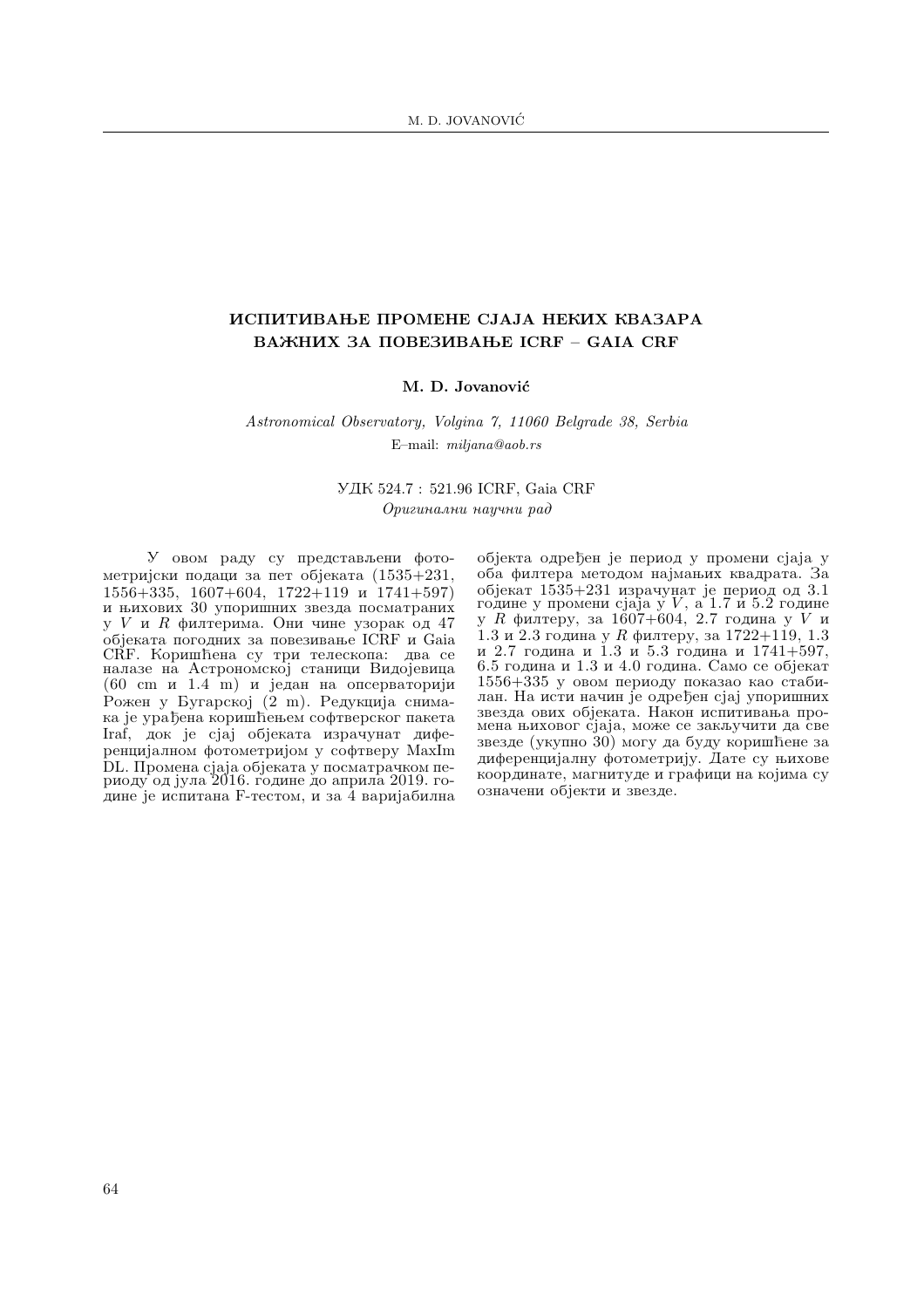# ИСПИТИВАЊЕ ПРОМЕНЕ СЈАЈА НЕКИХ КВАЗАРА ВАЖНИХ ЗА ПОВЕЗИВАЊЕ ICRF – GAIA CRF

**M. D. Jovanović**

*Astronomical Observatory, Volgina 7, 11060 Belgrade 38, Serbia*
E–mail: *miljana@aob.rs*

УДК 524.7 : 521.96 ICRF, Gaia CRF
*Оригинални научни рад*

У овом раду су представљени фотометријски подаци за пет објеката (1535+231, 1556+335, 1607+604, 1722+119 и 1741+597) и њихових 30 упоришних звезда посматраних у $V$ и $R$ филтерима. Они чине узорак од 47 објеката погодних за повезивање ICRF и Gaia CRF. Коришћена су три телескопа: два се налазе на Астрономској станици Видојевица (60 cm и 1.4 m) и један на опсерваторији Рожен у Бугарској (2 m). Редукција снимака је урађена коришћењем софтверског пакета Iraf, док је сјај објеката израчунат диференцијалном фотометријом у софтверу MaxIm DL. Промена сјаја објеката у посматрачком периоду од јула 2016. године до априла 2019. године је испитана F-тестом, и за 4 варијабилна објекта одређен је период у промени сјаја у оба филтера методом најмањих квадрата. За објекат 1535+231 израчунат је период од 3.1 године у промени сјаја у $V$, а 1.7 и 5.2 године у $R$ филтеру, за 1607+604, 2.7 година у $V$ и 1.3 и 2.3 година у $R$ филтеру, за 1722+119, 1.3 и 2.7 година и 1.3 и 5.3 година и 1741+597, 6.5 година и 1.3 и 4.0 година. Само се објекат 1556+335 у овом периоду показао као стабилан. На исти начин је одређен сјај упоришних звезда ових објеката. Након испитивања промена њиховог сјаја, може се закључити да све звезде (укупно 30) могу да буду коришћене за диференцијалну фотометрију. Дате су њихове координате, магнитуде и графици на којима су означени објекти и звезде.